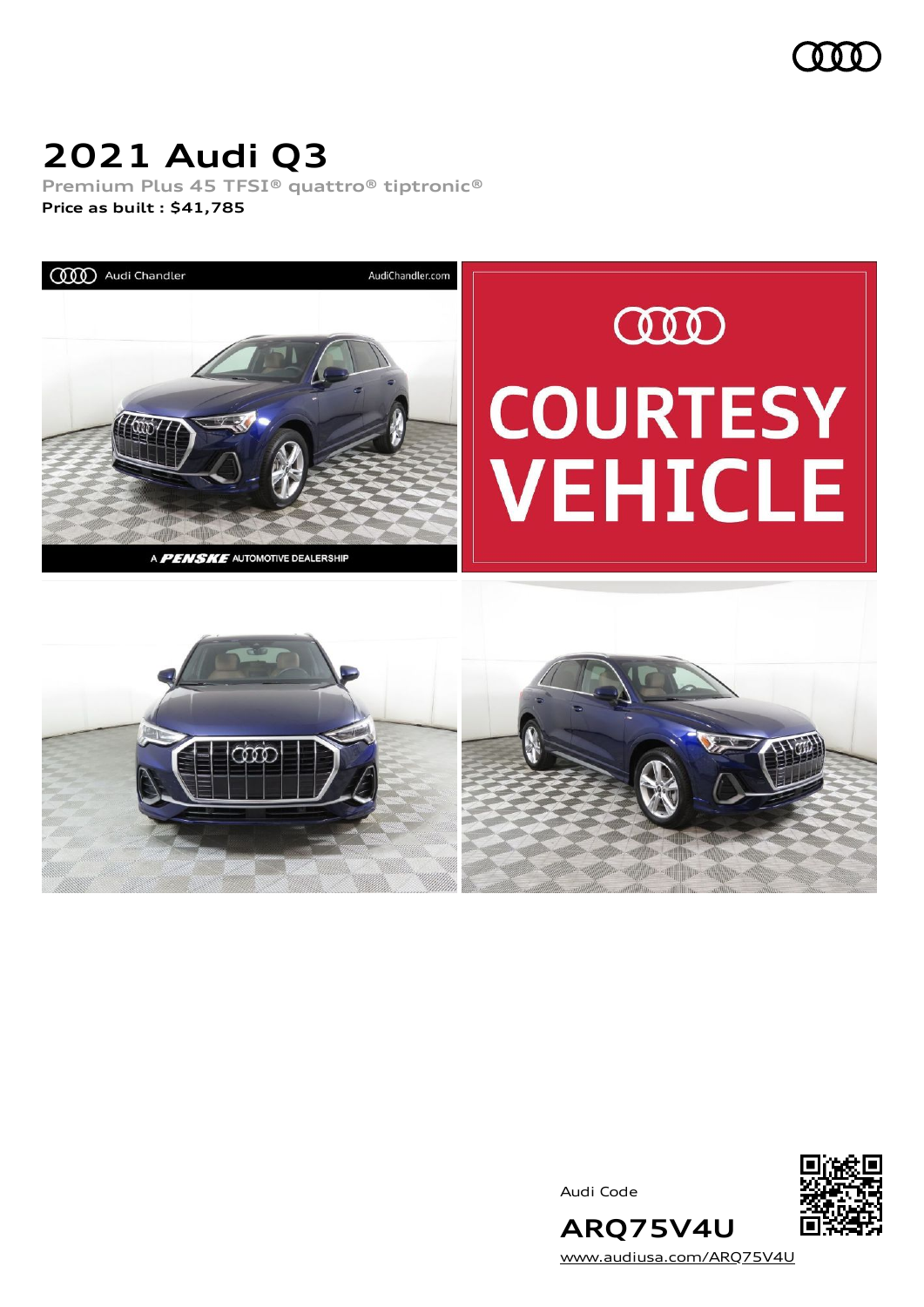# 2021 Audi Q3

Premium Plus 45 TFSI® quattro® tiptronic®

**Price as built : $41,785**

Audi Code

**ARQ75V4U**

www.audiusa.com/ARQ75V4U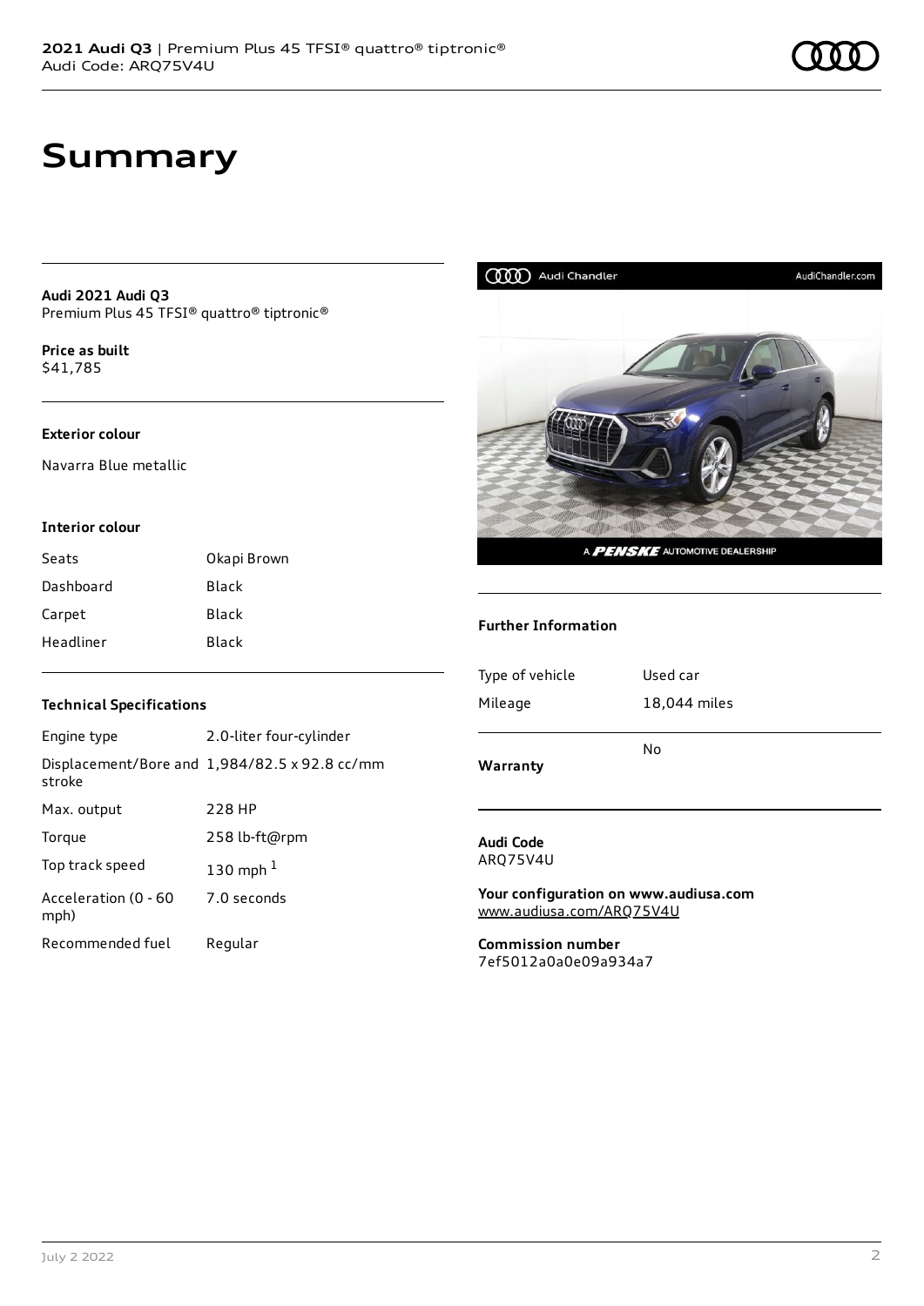# Summary

**Audi 2021 Audi Q3**
Premium Plus 45 TFSI® quattro® tiptronic®

**Price as built**
$41,785

### Exterior colour

Navarra Blue metallic

### Interior colour

| | |
|---|---|
| Seats | Okapi Brown |
| Dashboard | Black |
| Carpet | Black |
| Headliner | Black |

### Technical Specifications

| | |
|---|---|
| Engine type | 2.0-liter four-cylinder |
| Displacement/Bore and stroke | 1,984/82.5 x 92.8 cc/mm |
| Max. output | 228 HP |
| Torque | 258 lb-ft@rpm |
| Top track speed | 130 mph [1] |
| Acceleration (0 - 60 mph) | 7.0 seconds |
| Recommended fuel | Regular |

### Further Information

| | |
|---|---|
| Type of vehicle | Used car |
| Mileage | 18,044 miles |
| **Warranty** | No |

**Audi Code**
ARQ75V4U

**Your configuration on www.audiusa.com**
www.audiusa.com/ARQ75V4U

**Commission number**
7ef5012a0a0e09a934a7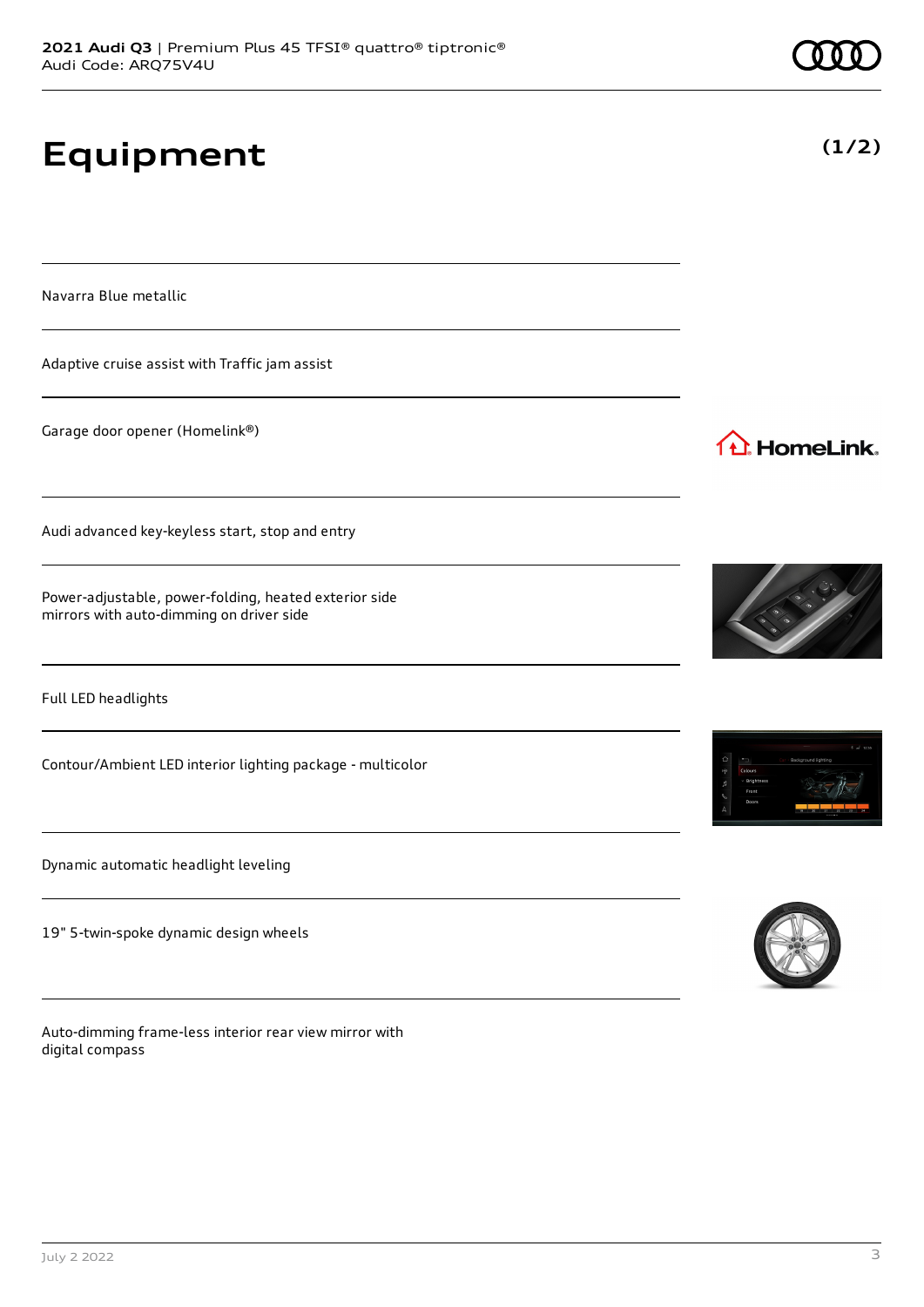# Equipment

**(1/2)**

Navarra Blue metallic

Adaptive cruise assist with Traffic jam assist

Garage door opener (Homelink®)

Audi advanced key-keyless start, stop and entry

Power-adjustable, power-folding, heated exterior side mirrors with auto-dimming on driver side

Full LED headlights

Contour/Ambient LED interior lighting package - multicolor

Dynamic automatic headlight leveling

19" 5-twin-spoke dynamic design wheels

Auto-dimming frame-less interior rear view mirror with digital compass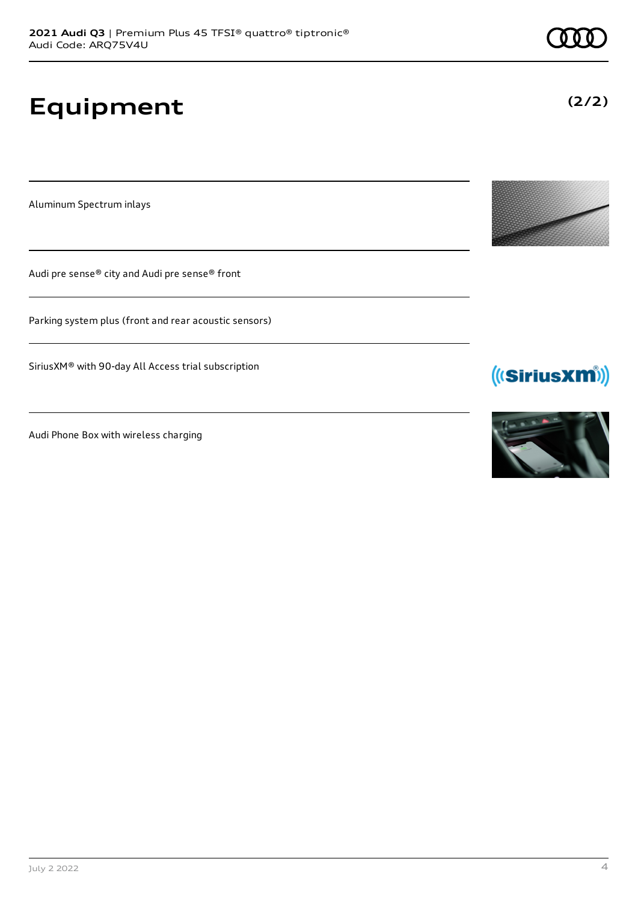# Equipment

(2/2)

Aluminum Spectrum inlays

Audi pre sense® city and Audi pre sense® front

Parking system plus (front and rear acoustic sensors)

SiriusXM® with 90-day All Access trial subscription

Audi Phone Box with wireless charging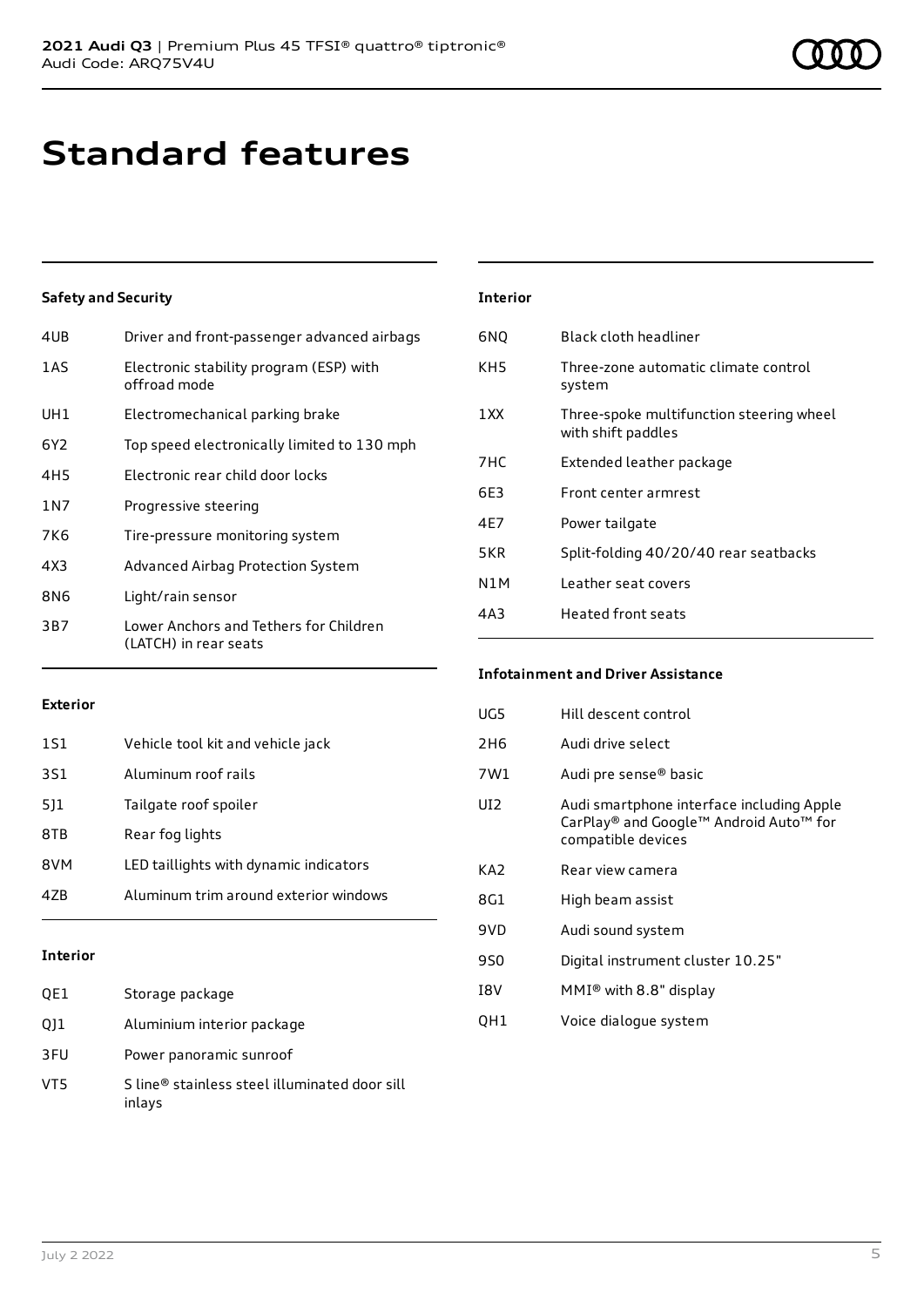# Standard features

### Safety and Security

| | |
|---|---|
| 4UB | Driver and front-passenger advanced airbags |
| 1AS | Electronic stability program (ESP) with offroad mode |
| UH1 | Electromechanical parking brake |
| 6Y2 | Top speed electronically limited to 130 mph |
| 4H5 | Electronic rear child door locks |
| 1N7 | Progressive steering |
| 7K6 | Tire-pressure monitoring system |
| 4X3 | Advanced Airbag Protection System |
| 8N6 | Light/rain sensor |
| 3B7 | Lower Anchors and Tethers for Children (LATCH) in rear seats |

### Exterior

| | |
|---|---|
| 1S1 | Vehicle tool kit and vehicle jack |
| 3S1 | Aluminum roof rails |
| 5J1 | Tailgate roof spoiler |
| 8TB | Rear fog lights |
| 8VM | LED taillights with dynamic indicators |
| 4ZB | Aluminum trim around exterior windows |

### Interior

| | |
|---|---|
| QE1 | Storage package |
| QJ1 | Aluminium interior package |
| 3FU | Power panoramic sunroof |
| VT5 | S line® stainless steel illuminated door sill inlays |

### Interior

| | |
|---|---|
| 6NQ | Black cloth headliner |
| KH5 | Three-zone automatic climate control system |
| 1XX | Three-spoke multifunction steering wheel with shift paddles |
| 7HC | Extended leather package |
| 6E3 | Front center armrest |
| 4E7 | Power tailgate |
| 5KR | Split-folding 40/20/40 rear seatbacks |
| N1M | Leather seat covers |
| 4A3 | Heated front seats |

### Infotainment and Driver Assistance

| | |
|---|---|
| UG5 | Hill descent control |
| 2H6 | Audi drive select |
| 7W1 | Audi pre sense® basic |
| UI2 | Audi smartphone interface including Apple CarPlay® and Google™ Android Auto™ for compatible devices |
| KA2 | Rear view camera |
| 8G1 | High beam assist |
| 9VD | Audi sound system |
| 9S0 | Digital instrument cluster 10.25" |
| I8V | MMI® with 8.8" display |
| QH1 | Voice dialogue system |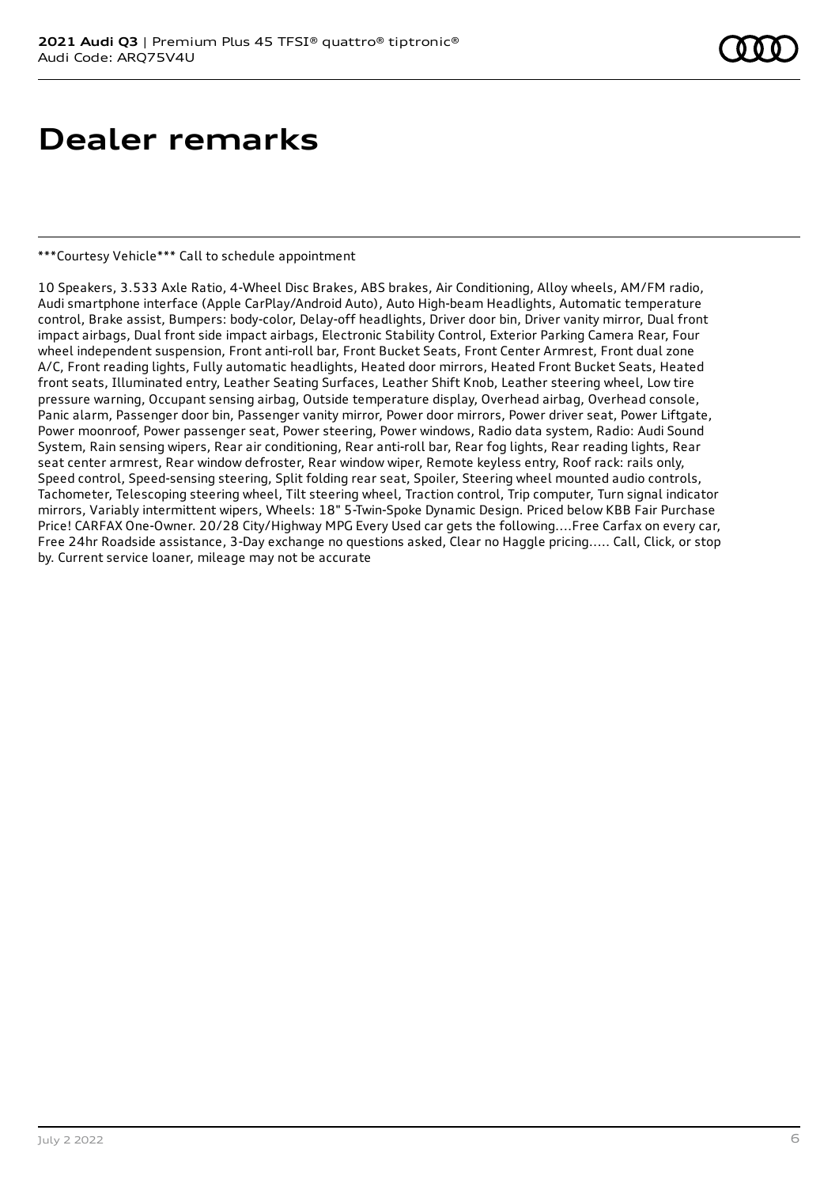# Dealer remarks

***Courtesy Vehicle*** Call to schedule appointment

10 Speakers, 3.533 Axle Ratio, 4-Wheel Disc Brakes, ABS brakes, Air Conditioning, Alloy wheels, AM/FM radio, Audi smartphone interface (Apple CarPlay/Android Auto), Auto High-beam Headlights, Automatic temperature control, Brake assist, Bumpers: body-color, Delay-off headlights, Driver door bin, Driver vanity mirror, Dual front impact airbags, Dual front side impact airbags, Electronic Stability Control, Exterior Parking Camera Rear, Four wheel independent suspension, Front anti-roll bar, Front Bucket Seats, Front Center Armrest, Front dual zone A/C, Front reading lights, Fully automatic headlights, Heated door mirrors, Heated Front Bucket Seats, Heated front seats, Illuminated entry, Leather Seating Surfaces, Leather Shift Knob, Leather steering wheel, Low tire pressure warning, Occupant sensing airbag, Outside temperature display, Overhead airbag, Overhead console, Panic alarm, Passenger door bin, Passenger vanity mirror, Power door mirrors, Power driver seat, Power Liftgate, Power moonroof, Power passenger seat, Power steering, Power windows, Radio data system, Radio: Audi Sound System, Rain sensing wipers, Rear air conditioning, Rear anti-roll bar, Rear fog lights, Rear reading lights, Rear seat center armrest, Rear window defroster, Rear window wiper, Remote keyless entry, Roof rack: rails only, Speed control, Speed-sensing steering, Split folding rear seat, Spoiler, Steering wheel mounted audio controls, Tachometer, Telescoping steering wheel, Tilt steering wheel, Traction control, Trip computer, Turn signal indicator mirrors, Variably intermittent wipers, Wheels: 18" 5-Twin-Spoke Dynamic Design. Priced below KBB Fair Purchase Price! CARFAX One-Owner. 20/28 City/Highway MPG Every Used car gets the following....Free Carfax on every car, Free 24hr Roadside assistance, 3-Day exchange no questions asked, Clear no Haggle pricing..... Call, Click, or stop by. Current service loaner, mileage may not be accurate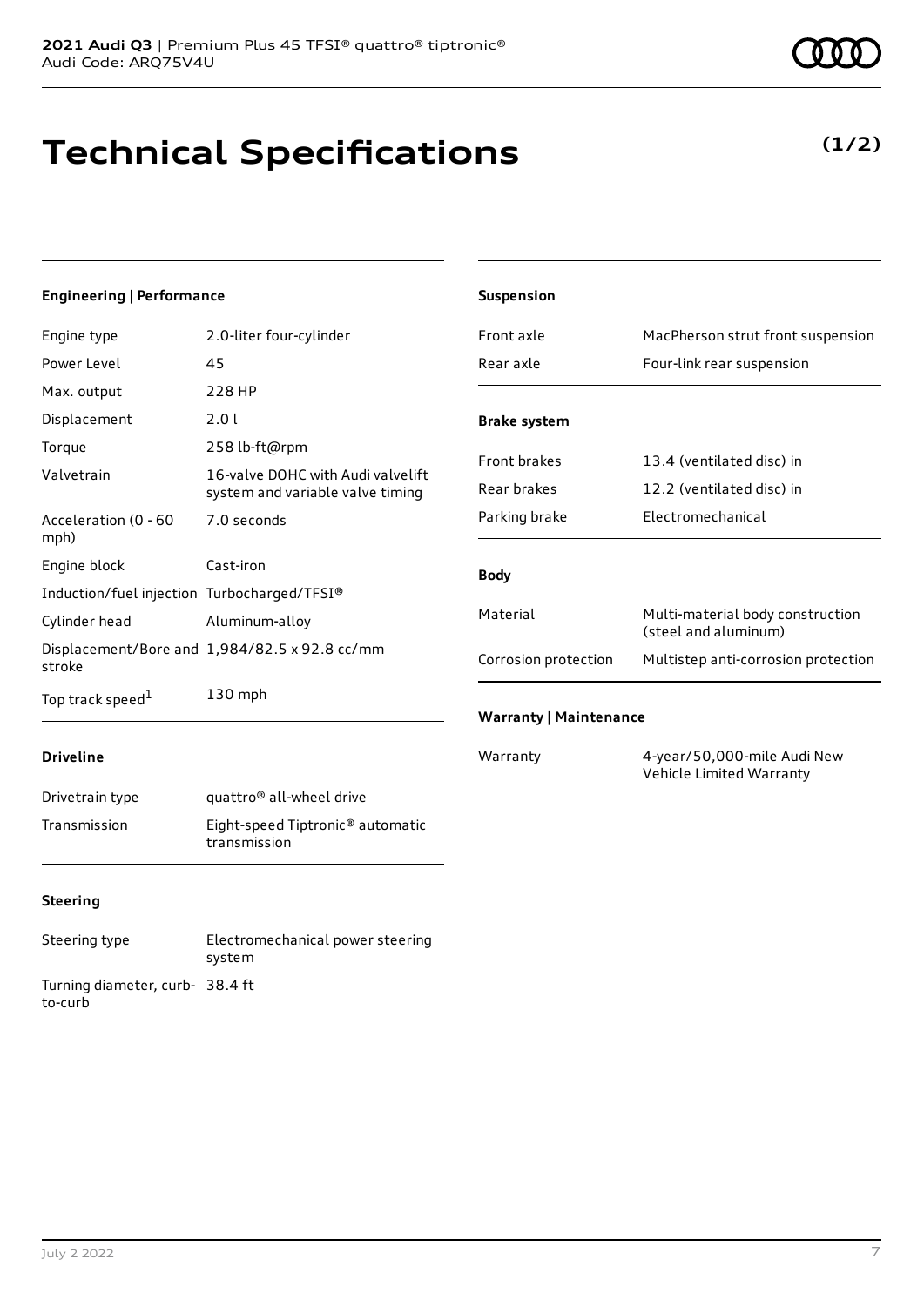# Technical Specifications

**(1/2)**

### Engineering | Performance

| | |
|---|---|
| Engine type | 2.0-liter four-cylinder |
| Power Level | 45 |
| Max. output | 228 HP |
| Displacement | 2.0 l |
| Torque | 258 lb-ft@rpm |
| Valvetrain | 16-valve DOHC with Audi valvelift system and variable valve timing |
| Acceleration (0 - 60 mph) | 7.0 seconds |
| Engine block | Cast-iron |
| Induction/fuel injection | Turbocharged/TFSI® |
| Cylinder head | Aluminum-alloy |
| Displacement/Bore and stroke | 1,984/82.5 x 92.8 cc/mm |
| Top track speed[1] | 130 mph |

### Driveline

| | |
|---|---|
| Drivetrain type | quattro® all-wheel drive |
| Transmission | Eight-speed Tiptronic® automatic transmission |

### Steering

| | |
|---|---|
| Steering type | Electromechanical power steering system |
| Turning diameter, curb-to-curb | 38.4 ft |

### Suspension

| | |
|---|---|
| Front axle | MacPherson strut front suspension |
| Rear axle | Four-link rear suspension |

### Brake system

| | |
|---|---|
| Front brakes | 13.4 (ventilated disc) in |
| Rear brakes | 12.2 (ventilated disc) in |
| Parking brake | Electromechanical |

### Body

| | |
|---|---|
| Material | Multi-material body construction (steel and aluminum) |
| Corrosion protection | Multistep anti-corrosion protection |

### Warranty | Maintenance

| | |
|---|---|
| Warranty | 4-year/50,000-mile Audi New Vehicle Limited Warranty |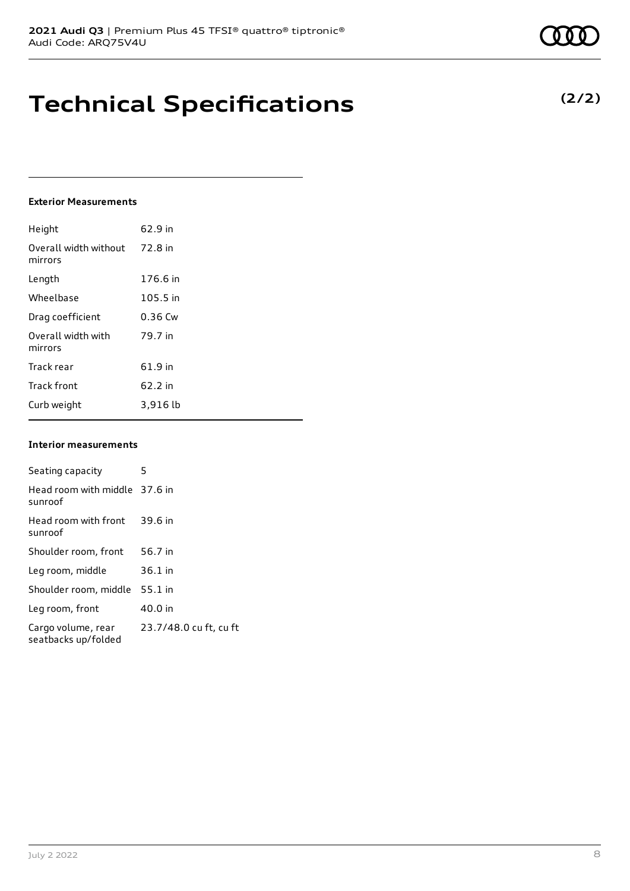# Technical Specifications

**(2/2)**

### Exterior Measurements

| | |
|---|---|
| Height | 62.9 in |
| Overall width without mirrors | 72.8 in |
| Length | 176.6 in |
| Wheelbase | 105.5 in |
| Drag coefficient | 0.36 Cw |
| Overall width with mirrors | 79.7 in |
| Track rear | 61.9 in |
| Track front | 62.2 in |
| Curb weight | 3,916 lb |

### Interior measurements

| | |
|---|---|
| Seating capacity | 5 |
| Head room with middle sunroof | 37.6 in |
| Head room with front sunroof | 39.6 in |
| Shoulder room, front | 56.7 in |
| Leg room, middle | 36.1 in |
| Shoulder room, middle | 55.1 in |
| Leg room, front | 40.0 in |
| Cargo volume, rear seatbacks up/folded | 23.7/48.0 cu ft, cu ft |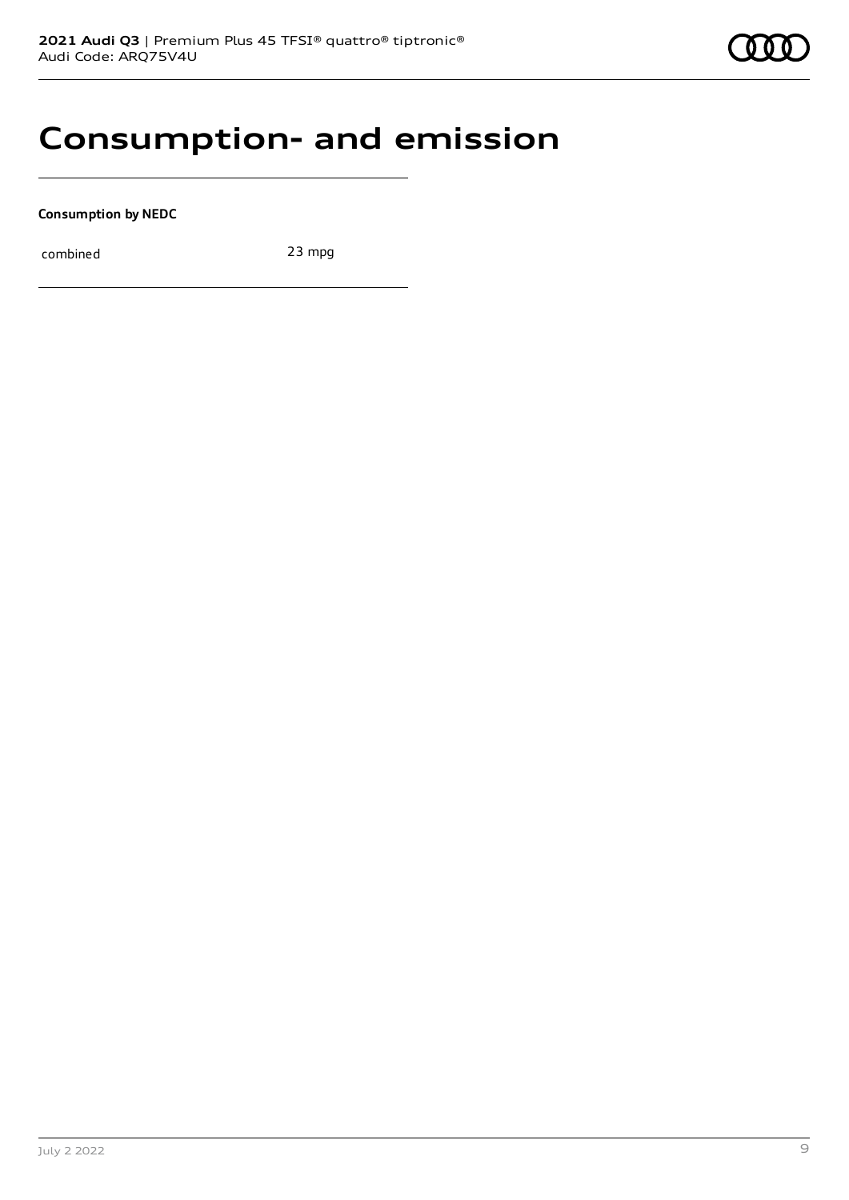# Consumption- and emission

**Consumption by NEDC**

| combined | 23 mpg |
|---|---|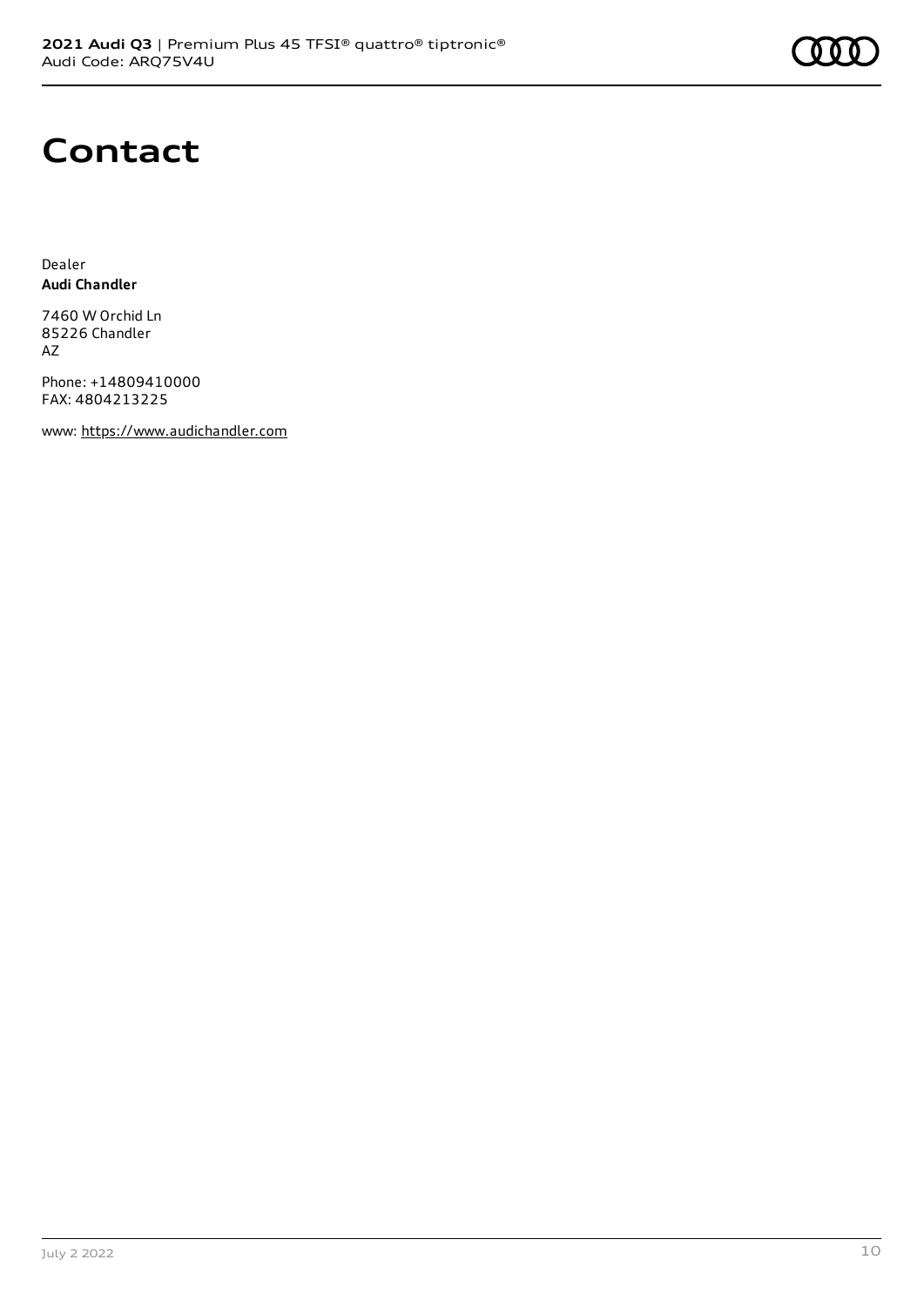# Contact

Dealer
**Audi Chandler**

7460 W Orchid Ln
85226 Chandler
AZ

Phone: +14809410000
FAX: 4804213225

www: https://www.audichandler.com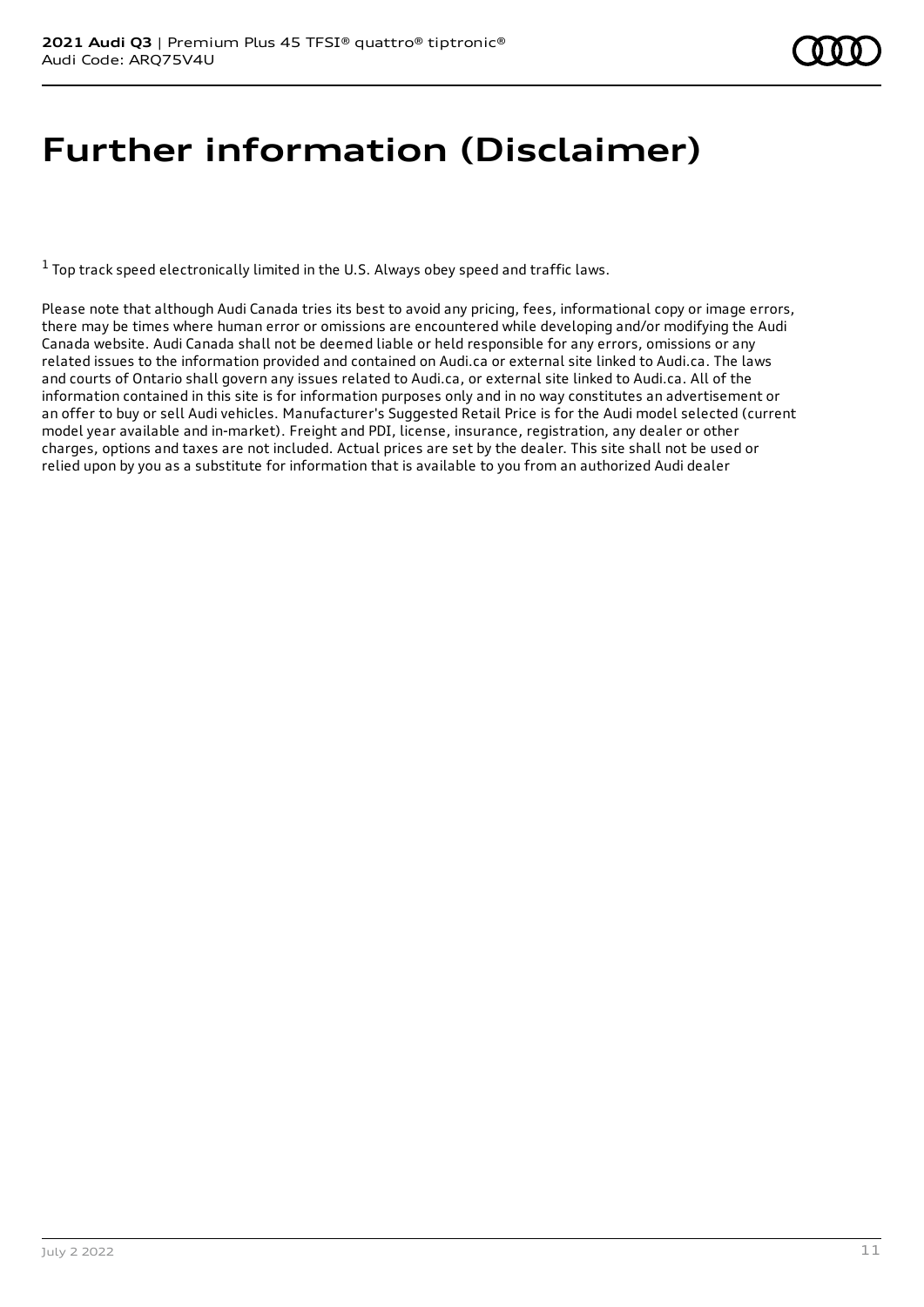# Further information (Disclaimer)

[1] Top track speed electronically limited in the U.S. Always obey speed and traffic laws.

Please note that although Audi Canada tries its best to avoid any pricing, fees, informational copy or image errors, there may be times where human error or omissions are encountered while developing and/or modifying the Audi Canada website. Audi Canada shall not be deemed liable or held responsible for any errors, omissions or any related issues to the information provided and contained on Audi.ca or external site linked to Audi.ca. The laws and courts of Ontario shall govern any issues related to Audi.ca, or external site linked to Audi.ca. All of the information contained in this site is for information purposes only and in no way constitutes an advertisement or an offer to buy or sell Audi vehicles. Manufacturer's Suggested Retail Price is for the Audi model selected (current model year available and in-market). Freight and PDI, license, insurance, registration, any dealer or other charges, options and taxes are not included. Actual prices are set by the dealer. This site shall not be used or relied upon by you as a substitute for information that is available to you from an authorized Audi dealer